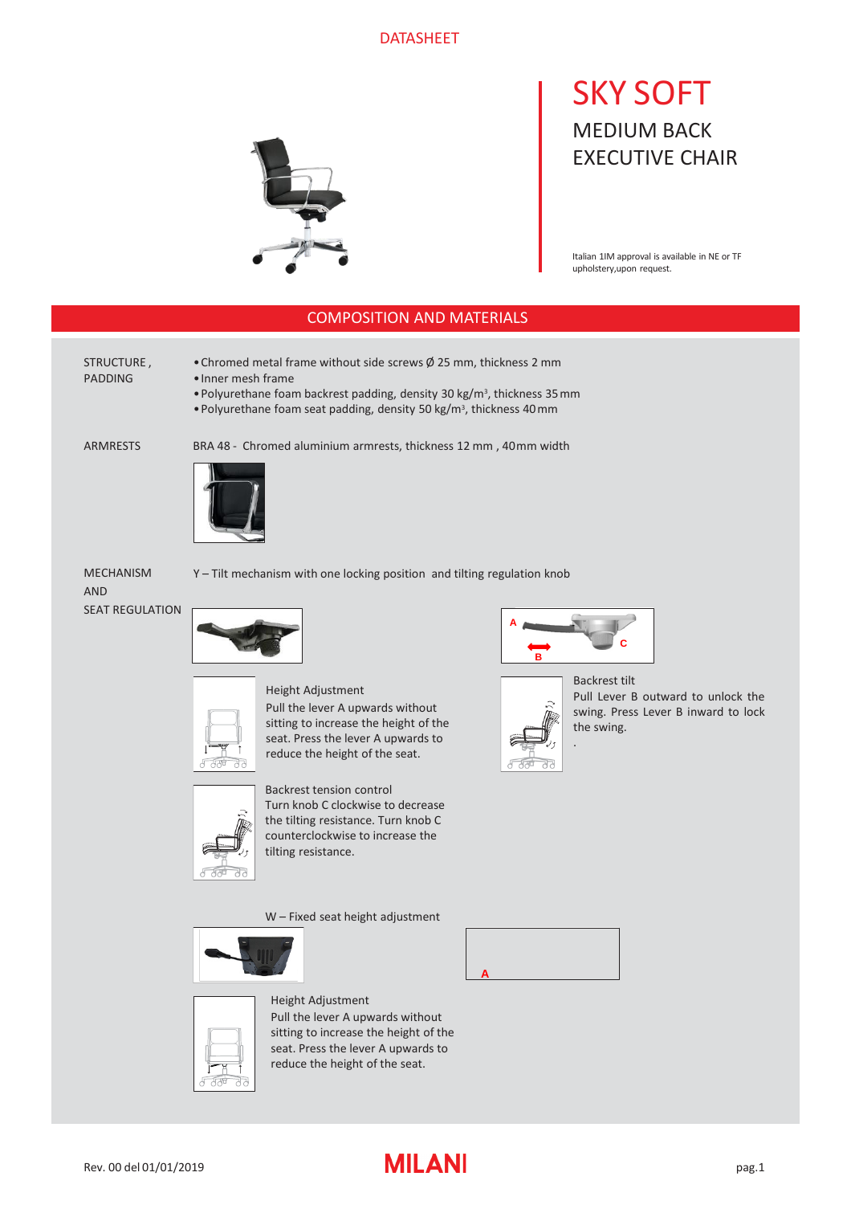DATASHEET

# SKY SOFT

## MEDIUM BACK EXECUTIVE CHAIR

Italian 1IM approval is available in NE or TF upholstery,upon request.

## COMPOSITION AND MATERIALS

**STRUCTURE , PADDING**

- Chromed metal frame without side screws Ø 25 mm, thickness 2 mm
- Inner mesh frame
- Polyurethane foam backrest padding, density 30 kg/m³, thickness 35 mm
- Polyurethane foam seat padding, density 50 kg/m³, thickness 40 mm

**ARMRESTS**

BRA 48 - Chromed aluminium armrests, thickness 12 mm , 40mm width

**MECHANISM AND SEAT REGULATION**

Y – Tilt mechanism with one locking position and tilting regulation knob

A

B

C

Height Adjustment
Pull the lever A upwards without sitting to increase the height of the seat. Press the lever A upwards to reduce the height of the seat.

Backrest tilt
Pull Lever B outward to unlock the swing. Press Lever B inward to lock the swing.

Backrest tension control
Turn knob C clockwise to decrease the tilting resistance. Turn knob C counterclockwise to increase the tilting resistance.

W – Fixed seat height adjustment

A

Height Adjustment
Pull the lever A upwards without sitting to increase the height of the seat. Press the lever A upwards to reduce the height of the seat.

Rev. 00 del 01/01/2019

MILANI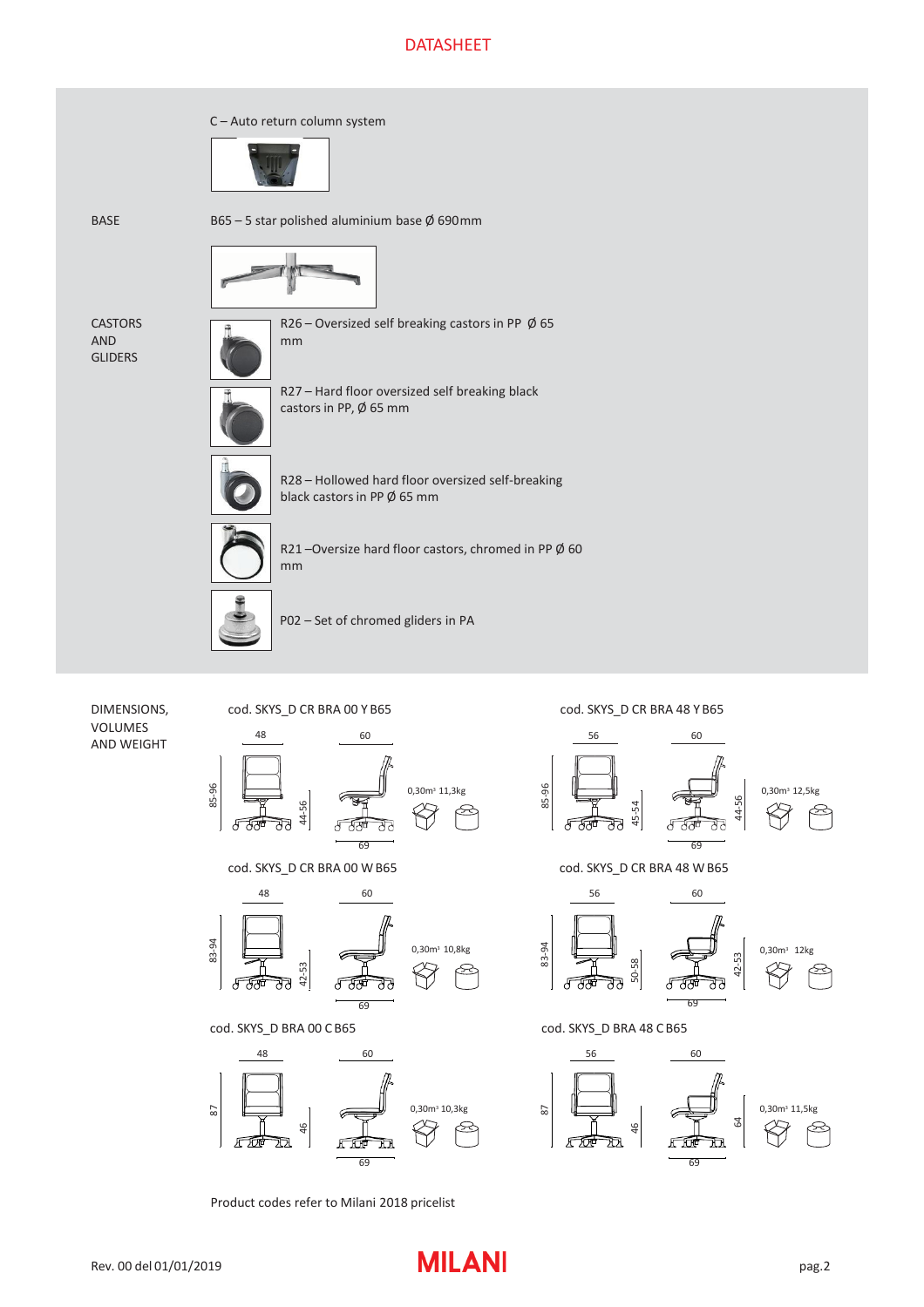# DATASHEET

C – Auto return column system

**BASE**

B65 – 5 star polished aluminium base Ø 690mm

**CASTORS AND GLIDERS**

R26 – Oversized self breaking castors in PP Ø 65 mm

R27 – Hard floor oversized self breaking black castors in PP, Ø 65 mm

R28 – Hollowed hard floor oversized self-breaking black castors in PP Ø 65 mm

R21 –Oversize hard floor castors, chromed in PP Ø 60 mm

P02 – Set of chromed gliders in PA

**DIMENSIONS, VOLUMES AND WEIGHT**

cod. SKYS_D CR BRA 00 Y B65

48 | 60 | 85-96 | 44-56 | 69 | 0,30m³ 11,3kg

cod. SKYS_D CR BRA 48 Y B65

56 | 60 | 85-96 | 45-54 | 44-56 | 69 | 0,30m³ 12,5kg

cod. SKYS_D CR BRA 00 W B65

48 | 60 | 83-94 | 42-53 | 69 | 0,30m³ 10,8kg

cod. SKYS_D CR BRA 48 W B65

56 | 60 | 83-94 | 50-58 | 42-53 | 69 | 0,30m³ 12kg

cod. SKYS_D BRA 00 C B65

48 | 60 | 87 | 46 | 69 | 0,30m³ 10,3kg

cod. SKYS_D BRA 48 C B65

56 | 60 | 87 | 46 | 64 | 69 | 0,30m³ 11,5kg

Product codes refer to Milani 2018 pricelist

Rev. 00 del 01/01/2019

MILANI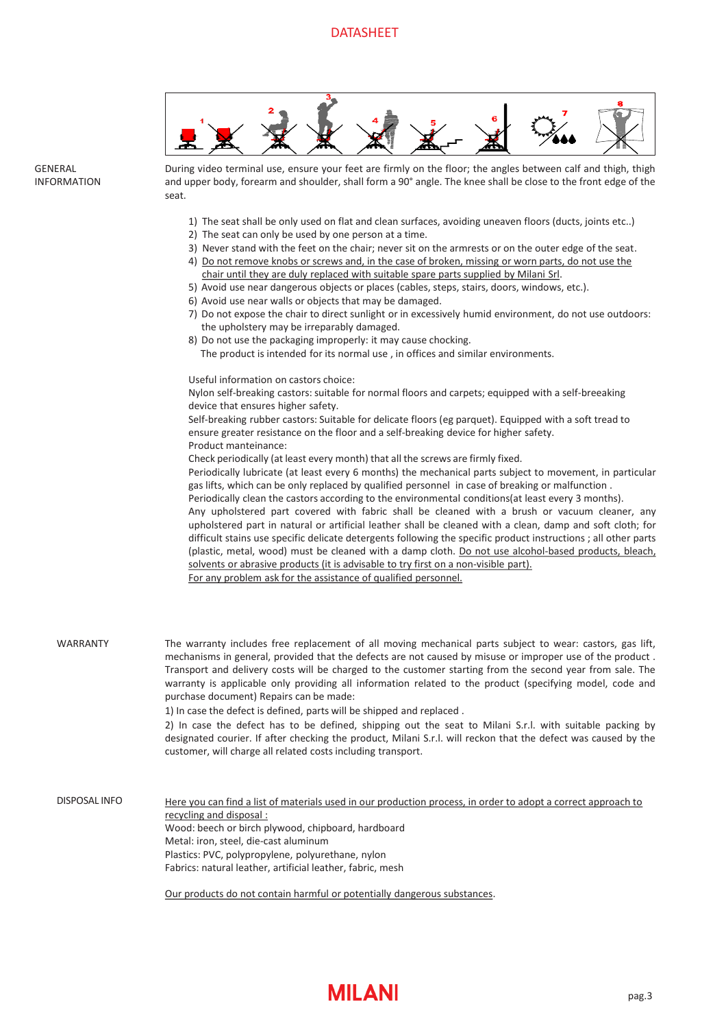# DATASHEET

## GENERAL INFORMATION

During video terminal use, ensure your feet are firmly on the floor; the angles between calf and thigh, thigh and upper body, forearm and shoulder, shall form a 90° angle. The knee shall be close to the front edge of the seat.

1) The seat shall be only used on flat and clean surfaces, avoiding uneaven floors (ducts, joints etc..)
2) The seat can only be used by one person at a time.
3) Never stand with the feet on the chair; never sit on the armrests or on the outer edge of the seat.
4) Do not remove knobs or screws and, in the case of broken, missing or worn parts, do not use the chair until they are duly replaced with suitable spare parts supplied by Milani Srl.
5) Avoid use near dangerous objects or places (cables, steps, stairs, doors, windows, etc.).
6) Avoid use near walls or objects that may be damaged.
7) Do not expose the chair to direct sunlight or in excessively humid environment, do not use outdoors: the upholstery may be irreparably damaged.
8) Do not use the packaging improperly: it may cause chocking.

The product is intended for its normal use , in offices and similar environments.

Useful information on castors choice:
Nylon self-breaking castors: suitable for normal floors and carpets; equipped with a self-breeaking device that ensures higher safety.
Self-breaking rubber castors: Suitable for delicate floors (eg parquet). Equipped with a soft tread to ensure greater resistance on the floor and a self-breaking device for higher safety.
Product manteinance:
Check periodically (at least every month) that all the screws are firmly fixed.
Periodically lubricate (at least every 6 months) the mechanical parts subject to movement, in particular gas lifts, which can be only replaced by qualified personnel in case of breaking or malfunction .
Periodically clean the castors according to the environmental conditions(at least every 3 months).
Any upholstered part covered with fabric shall be cleaned with a brush or vacuum cleaner, any upholstered part in natural or artificial leather shall be cleaned with a clean, damp and soft cloth; for difficult stains use specific delicate detergents following the specific product instructions ; all other parts (plastic, metal, wood) must be cleaned with a damp cloth. Do not use alcohol-based products, bleach, solvents or abrasive products (it is advisable to try first on a non-visible part).
For any problem ask for the assistance of qualified personnel.

## WARRANTY

The warranty includes free replacement of all moving mechanical parts subject to wear: castors, gas lift, mechanisms in general, provided that the defects are not caused by misuse or improper use of the product . Transport and delivery costs will be charged to the customer starting from the second year from sale. The warranty is applicable only providing all information related to the product (specifying model, code and purchase document) Repairs can be made:

1) In case the defect is defined, parts will be shipped and replaced .

2) In case the defect has to be defined, shipping out the seat to Milani S.r.l. with suitable packing by designated courier. If after checking the product, Milani S.r.l. will reckon that the defect was caused by the customer, will charge all related costs including transport.

## DISPOSAL INFO

Here you can find a list of materials used in our production process, in order to adopt a correct approach to recycling and disposal :
Wood: beech or birch plywood, chipboard, hardboard
Metal: iron, steel, die-cast aluminum
Plastics: PVC, polypropylene, polyurethane, nylon
Fabrics: natural leather, artificial leather, fabric, mesh

Our products do not contain harmful or potentially dangerous substances.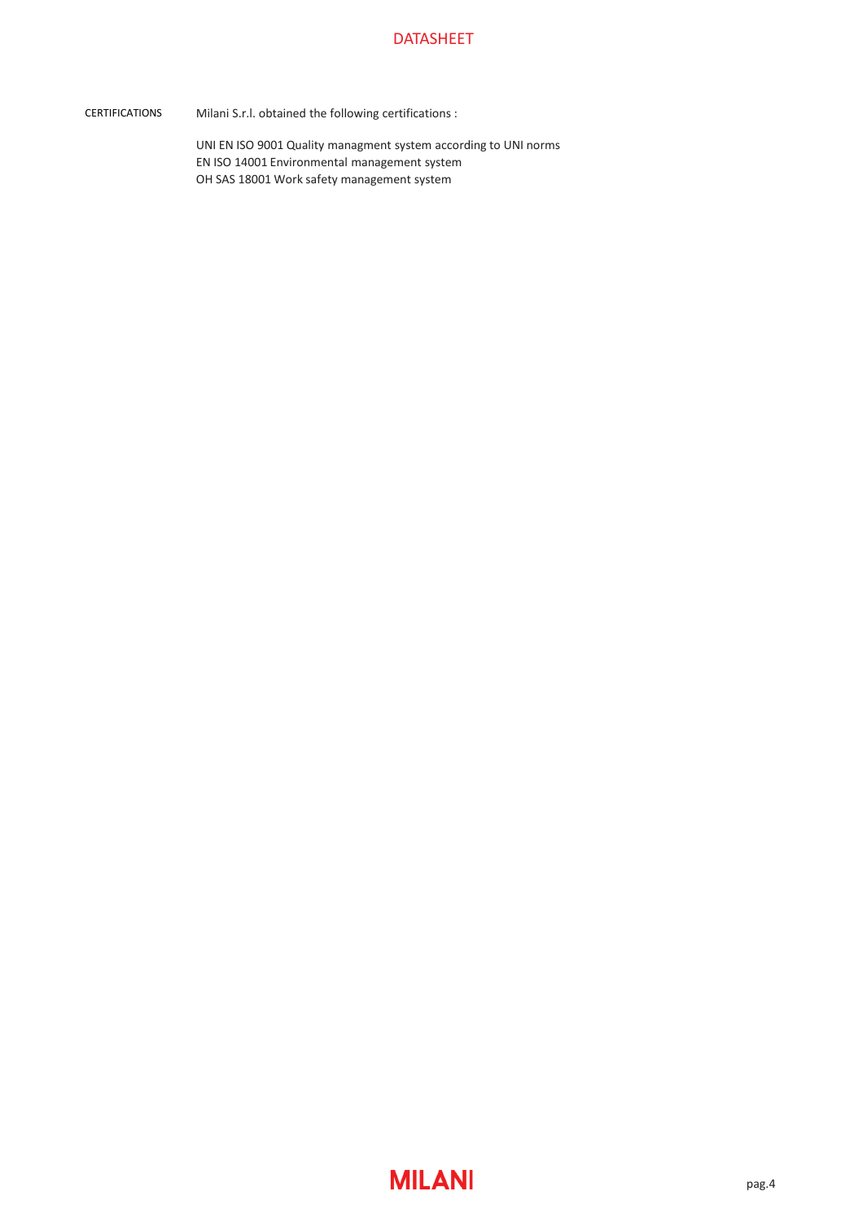CERTIFICATIONS

Milani S.r.l. obtained the following certifications :

UNI EN ISO 9001 Quality managment system according to UNI norms
EN ISO 14001 Environmental management system
OH SAS 18001 Work safety management system